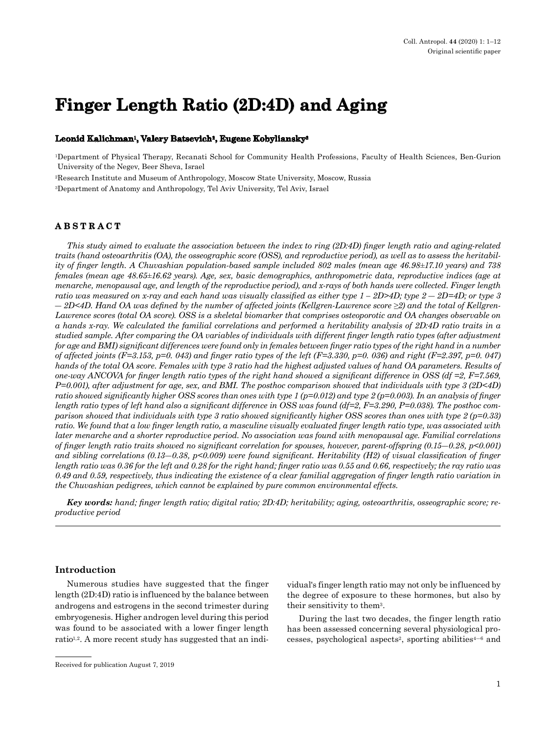Original scientific paper

# Finger Length Ratio (2D:4D) and Aging

**Leonid Kalichman[1], Valery Batsevich[2], Eugene Kobyliansky[3]**

[1]Department of Physical Therapy, Recanati School for Community Health Professions, Faculty of Health Sciences, Ben-Gurion University of the Negev, Beer Sheva, Israel

[2]Research Institute and Museum of Anthropology, Moscow State University, Moscow, Russia

[3]Department of Anatomy and Anthropology, Tel Aviv University, Tel Aviv, Israel

## ABSTRACT

*This study aimed to evaluate the association between the index to ring (2D:4D) finger length ratio and aging-related traits (hand osteoarthritis (OA), the osseographic score (OSS), and reproductive period), as well as to assess the heritability of finger length. A Chuvashian population-based sample included 802 males (mean age 46.98±17.10 years) and 738 females (mean age 48.65±16.62 years). Age, sex, basic demographics, anthropometric data, reproductive indices (age at menarche, menopausal age, and length of the reproductive period), and x-rays of both hands were collected. Finger length ratio was measured on x-ray and each hand was visually classified as either type 1 – 2D>4D; type 2 — 2D=4D; or type 3 — 2D<4D. Hand OA was defined by the number of affected joints (Kellgren-Lawrence score ≥2) and the total of Kellgren-Lawrence scores (total OA score). OSS is a skeletal biomarker that comprises osteoporotic and OA changes observable on a hands x-ray. We calculated the familial correlations and performed a heritability analysis of 2D:4D ratio traits in a studied sample. After comparing the OA variables of individuals with different finger length ratio types (after adjustment for age and BMI) significant differences were found only in females between finger ratio types of the right hand in a number of affected joints (F=3.153, p=0. 043) and finger ratio types of the left (F=3.330, p=0. 036) and right (F=2.397, p=0. 047) hands of the total OA score. Females with type 3 ratio had the highest adjusted values of hand OA parameters. Results of one-way ANCOVA for finger length ratio types of the right hand showed a significant difference in OSS (df =2, F=7.569, P=0.001), after adjustment for age, sex, and BMI. The posthoc comparison showed that individuals with type 3 (2D<4D) ratio showed significantly higher OSS scores than ones with type 1 (p=0.012) and type 2 (p=0.003). In an analysis of finger length ratio types of left hand also a significant difference in OSS was found (df=2, F=3.290, P=0.038). The posthoc comparison showed that individuals with type 3 ratio showed significantly higher OSS scores than ones with type 2 (p=0.33) ratio. We found that a low finger length ratio, a masculine visually evaluated finger length ratio type, was associated with later menarche and a shorter reproductive period. No association was found with menopausal age. Familial correlations of finger length ratio traits showed no significant correlation for spouses, however, parent-offspring (0.15—0.28, p<0.001) and sibling correlations (0.13—0.38, p<0.009) were found significant. Heritability (H2) of visual classification of finger length ratio was 0.36 for the left and 0.28 for the right hand; finger ratio was 0.55 and 0.66, respectively; the ray ratio was 0.49 and 0.59, respectively, thus indicating the existence of a clear familial aggregation of finger length ratio variation in the Chuvashian pedigrees, which cannot be explained by pure common environmental effects.*

***Key words:*** *hand; finger length ratio; digital ratio; 2D:4D; heritability; aging, osteoarthritis, osseographic score; reproductive period*

## Introduction

Numerous studies have suggested that the finger length (2D:4D) ratio is influenced by the balance between androgens and estrogens in the second trimester during embryogenesis. Higher androgen level during this period was found to be associated with a lower finger length ratio[1,2]. A more recent study has suggested that an individual's finger length ratio may not only be influenced by the degree of exposure to these hormones, but also by their sensitivity to them[3].

During the last two decades, the finger length ratio has been assessed concerning several physiological processes, psychological aspects[2], sporting abilities[4–6] and

Received for publication August 7, 2019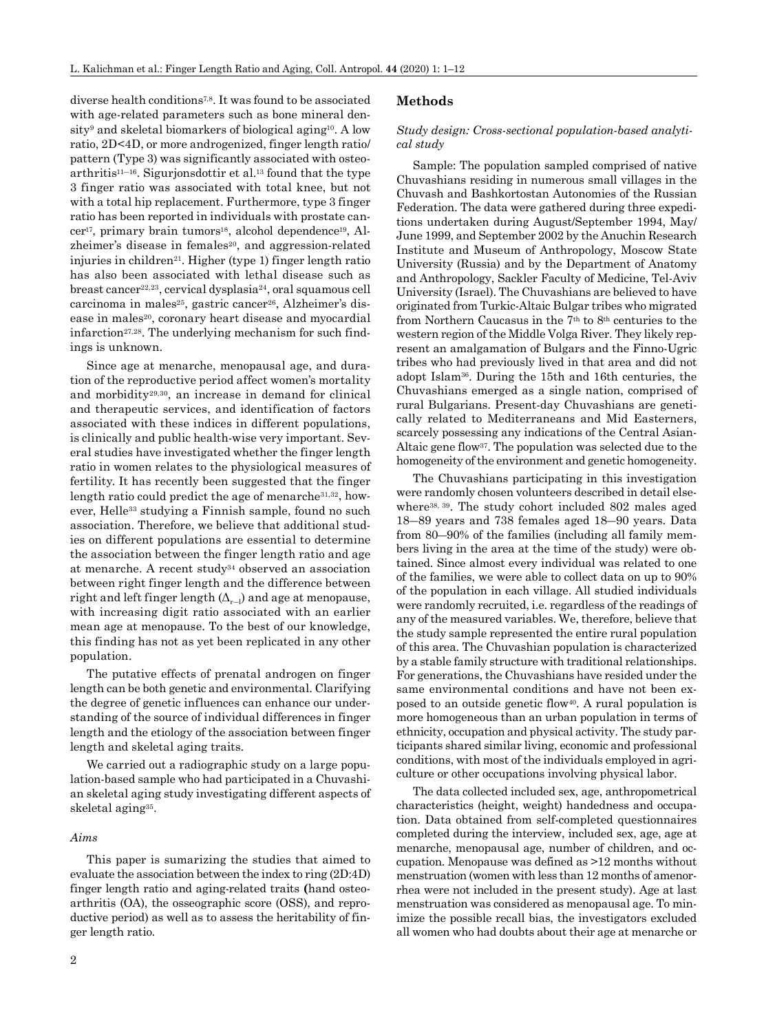diverse health conditions[7,8]. It was found to be associated with age-related parameters such as bone mineral density[9] and skeletal biomarkers of biological aging[10]. A low ratio, 2D<4D, or more androgenized, finger length ratio/ pattern (Type 3) was significantly associated with osteoarthritis[11–16]. Sigurjonsdottir et al.[13] found that the type 3 finger ratio was associated with total knee, but not with a total hip replacement. Furthermore, type 3 finger ratio has been reported in individuals with prostate cancer[17], primary brain tumors[18], alcohol dependence[19], Alzheimer's disease in females[20], and aggression-related injuries in children[21]. Higher (type 1) finger length ratio has also been associated with lethal disease such as breast cancer[22,23], cervical dysplasia[24], oral squamous cell carcinoma in males[25], gastric cancer[26], Alzheimer's disease in males[20], coronary heart disease and myocardial infarction[27,28]. The underlying mechanism for such findings is unknown.

Since age at menarche, menopausal age, and duration of the reproductive period affect women's mortality and morbidity[29,30], an increase in demand for clinical and therapeutic services, and identification of factors associated with these indices in different populations, is clinically and public health-wise very important. Several studies have investigated whether the finger length ratio in women relates to the physiological measures of fertility. It has recently been suggested that the finger length ratio could predict the age of menarche[31,32], however, Helle[33] studying a Finnish sample, found no such association. Therefore, we believe that additional studies on different populations are essential to determine the association between the finger length ratio and age at menarche. A recent study[34] observed an association between right finger length and the difference between right and left finger length ($\Delta_{r-l}$) and age at menopause, with increasing digit ratio associated with an earlier mean age at menopause. To the best of our knowledge, this finding has not as yet been replicated in any other population.

The putative effects of prenatal androgen on finger length can be both genetic and environmental. Clarifying the degree of genetic influences can enhance our understanding of the source of individual differences in finger length and the etiology of the association between finger length and skeletal aging traits.

We carried out a radiographic study on a large population-based sample who had participated in a Chuvashian skeletal aging study investigating different aspects of skeletal aging[35].

### *Aims*

This paper is sumarizing the studies that aimed to evaluate the association between the index to ring (2D:4D) finger length ratio and aging-related traits (hand osteoarthritis (OA), the osseographic score (OSS), and reproductive period) as well as to assess the heritability of finger length ratio.

## Methods

### *Study design: Cross-sectional population-based analytical study*

Sample: The population sampled comprised of native Chuvashians residing in numerous small villages in the Chuvash and Bashkortostan Autonomies of the Russian Federation. The data were gathered during three expeditions undertaken during August/September 1994, May/ June 1999, and September 2002 by the Anuchin Research Institute and Museum of Anthropology, Moscow State University (Russia) and by the Department of Anatomy and Anthropology, Sackler Faculty of Medicine, Tel-Aviv University (Israel). The Chuvashians are believed to have originated from Turkic-Altaic Bulgar tribes who migrated from Northern Caucasus in the 7th to 8th centuries to the western region of the Middle Volga River. They likely represent an amalgamation of Bulgars and the Finno-Ugric tribes who had previously lived in that area and did not adopt Islam[36]. During the 15th and 16th centuries, the Chuvashians emerged as a single nation, comprised of rural Bulgarians. Present-day Chuvashians are genetically related to Mediterraneans and Mid Easterners, scarcely possessing any indications of the Central Asian-Altaic gene flow[37]. The population was selected due to the homogeneity of the environment and genetic homogeneity.

The Chuvashians participating in this investigation were randomly chosen volunteers described in detail elsewhere[38, 39]. The study cohort included 802 males aged 18–89 years and 738 females aged 18–90 years. Data from 80–90% of the families (including all family members living in the area at the time of the study) were obtained. Since almost every individual was related to one of the families, we were able to collect data on up to 90% of the population in each village. All studied individuals were randomly recruited, i.e. regardless of the readings of any of the measured variables. We, therefore, believe that the study sample represented the entire rural population of this area. The Chuvashian population is characterized by a stable family structure with traditional relationships. For generations, the Chuvashians have resided under the same environmental conditions and have not been exposed to an outside genetic flow[40]. A rural population is more homogeneous than an urban population in terms of ethnicity, occupation and physical activity. The study participants shared similar living, economic and professional conditions, with most of the individuals employed in agriculture or other occupations involving physical labor.

The data collected included sex, age, anthropometrical characteristics (height, weight) handedness and occupation. Data obtained from self-completed questionnaires completed during the interview, included sex, age, age at menarche, menopausal age, number of children, and occupation. Menopause was defined as >12 months without menstruation (women with less than 12 months of amenorrhea were not included in the present study). Age at last menstruation was considered as menopausal age. To minimize the possible recall bias, the investigators excluded all women who had doubts about their age at menarche or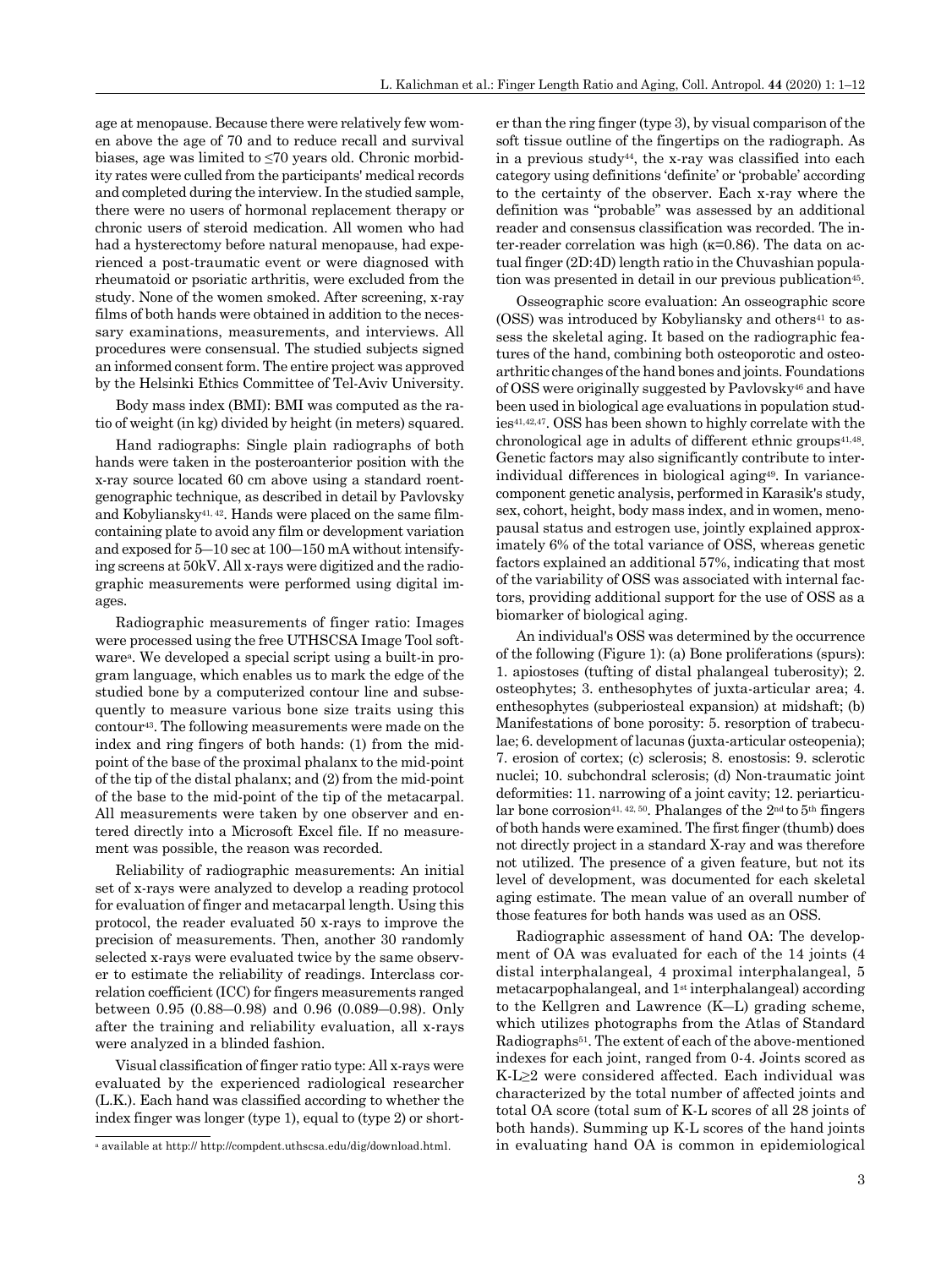age at menopause. Because there were relatively few women above the age of 70 and to reduce recall and survival biases, age was limited to ≤70 years old. Chronic morbidity rates were culled from the participants' medical records and completed during the interview. In the studied sample, there were no users of hormonal replacement therapy or chronic users of steroid medication. All women who had had a hysterectomy before natural menopause, had experienced a post-traumatic event or were diagnosed with rheumatoid or psoriatic arthritis, were excluded from the study. None of the women smoked. After screening, x-ray films of both hands were obtained in addition to the necessary examinations, measurements, and interviews. All procedures were consensual. The studied subjects signed an informed consent form. The entire project was approved by the Helsinki Ethics Committee of Tel-Aviv University.

Body mass index (BMI): BMI was computed as the ratio of weight (in kg) divided by height (in meters) squared.

Hand radiographs: Single plain radiographs of both hands were taken in the posteroanterior position with the x-ray source located 60 cm above using a standard roentgenographic technique, as described in detail by Pavlovsky and Kobyliansky[41, 42]. Hands were placed on the same film-containing plate to avoid any film or development variation and exposed for 5–10 sec at 100–150 mA without intensifying screens at 50kV. All x-rays were digitized and the radiographic measurements were performed using digital images.

Radiographic measurements of finger ratio: Images were processed using the free UTHSCSA Image Tool software[a]. We developed a special script using a built-in program language, which enables us to mark the edge of the studied bone by a computerized contour line and subsequently to measure various bone size traits using this contour[43]. The following measurements were made on the index and ring fingers of both hands: (1) from the mid-point of the base of the proximal phalanx to the mid-point of the tip of the distal phalanx; and (2) from the mid-point of the base to the mid-point of the tip of the metacarpal. All measurements were taken by one observer and entered directly into a Microsoft Excel file. If no measurement was possible, the reason was recorded.

Reliability of radiographic measurements: An initial set of x-rays were analyzed to develop a reading protocol for evaluation of finger and metacarpal length. Using this protocol, the reader evaluated 50 x-rays to improve the precision of measurements. Then, another 30 randomly selected x-rays were evaluated twice by the same observer to estimate the reliability of readings. Interclass correlation coefficient (ICC) for fingers measurements ranged between 0.95 (0.88–0.98) and 0.96 (0.089–0.98). Only after the training and reliability evaluation, all x-rays were analyzed in a blinded fashion.

Visual classification of finger ratio type: All x-rays were evaluated by the experienced radiological researcher (L.K.). Each hand was classified according to whether the index finger was longer (type 1), equal to (type 2) or shorter than the ring finger (type 3), by visual comparison of the soft tissue outline of the fingertips on the radiograph. As in a previous study[44], the x-ray was classified into each category using definitions 'definite' or 'probable' according to the certainty of the observer. Each x-ray where the definition was "probable" was assessed by an additional reader and consensus classification was recorded. The inter-reader correlation was high (κ=0.86). The data on actual finger (2D:4D) length ratio in the Chuvashian population was presented in detail in our previous publication[45].

Osseographic score evaluation: An osseographic score (OSS) was introduced by Kobyliansky and others[41] to assess the skeletal aging. It based on the radiographic features of the hand, combining both osteoporotic and osteoarthritic changes of the hand bones and joints. Foundations of OSS were originally suggested by Pavlovsky[46] and have been used in biological age evaluations in population studies[41,42,47]. OSS has been shown to highly correlate with the chronological age in adults of different ethnic groups[41,48]. Genetic factors may also significantly contribute to inter-individual differences in biological aging[49]. In variance-component genetic analysis, performed in Karasik's study, sex, cohort, height, body mass index, and in women, menopausal status and estrogen use, jointly explained approximately 6% of the total variance of OSS, whereas genetic factors explained an additional 57%, indicating that most of the variability of OSS was associated with internal factors, providing additional support for the use of OSS as a biomarker of biological aging.

An individual's OSS was determined by the occurrence of the following (Figure 1): (a) Bone proliferations (spurs): 1. apiostoses (tufting of distal phalangeal tuberosity); 2. osteophytes; 3. enthesophytes of juxta-articular area; 4. enthesophytes (subperiosteal expansion) at midshaft; (b) Manifestations of bone porosity: 5. resorption of trabeculae; 6. development of lacunas (juxta-articular osteopenia); 7. erosion of cortex; (c) sclerosis; 8. enostosis: 9. sclerotic nuclei; 10. subchondral sclerosis; (d) Non-traumatic joint deformities: 11. narrowing of a joint cavity; 12. periarticular bone corrosion[41, 42, 50]. Phalanges of the 2[nd] to 5[th] fingers of both hands were examined. The first finger (thumb) does not directly project in a standard X-ray and was therefore not utilized. The presence of a given feature, but not its level of development, was documented for each skeletal aging estimate. The mean value of an overall number of those features for both hands was used as an OSS.

Radiographic assessment of hand OA: The development of OA was evaluated for each of the 14 joints (4 distal interphalangeal, 4 proximal interphalangeal, 5 metacarpophalangeal, and 1[st] interphalangeal) according to the Kellgren and Lawrence (K–L) grading scheme, which utilizes photographs from the Atlas of Standard Radiographs[51]. The extent of each of the above-mentioned indexes for each joint, ranged from 0-4. Joints scored as K-L≥2 were considered affected. Each individual was characterized by the total number of affected joints and total OA score (total sum of K-L scores of all 28 joints of both hands). Summing up K-L scores of the hand joints in evaluating hand OA is common in epidemiological

[a] available at http:// http://compdent.uthscsa.edu/dig/download.html.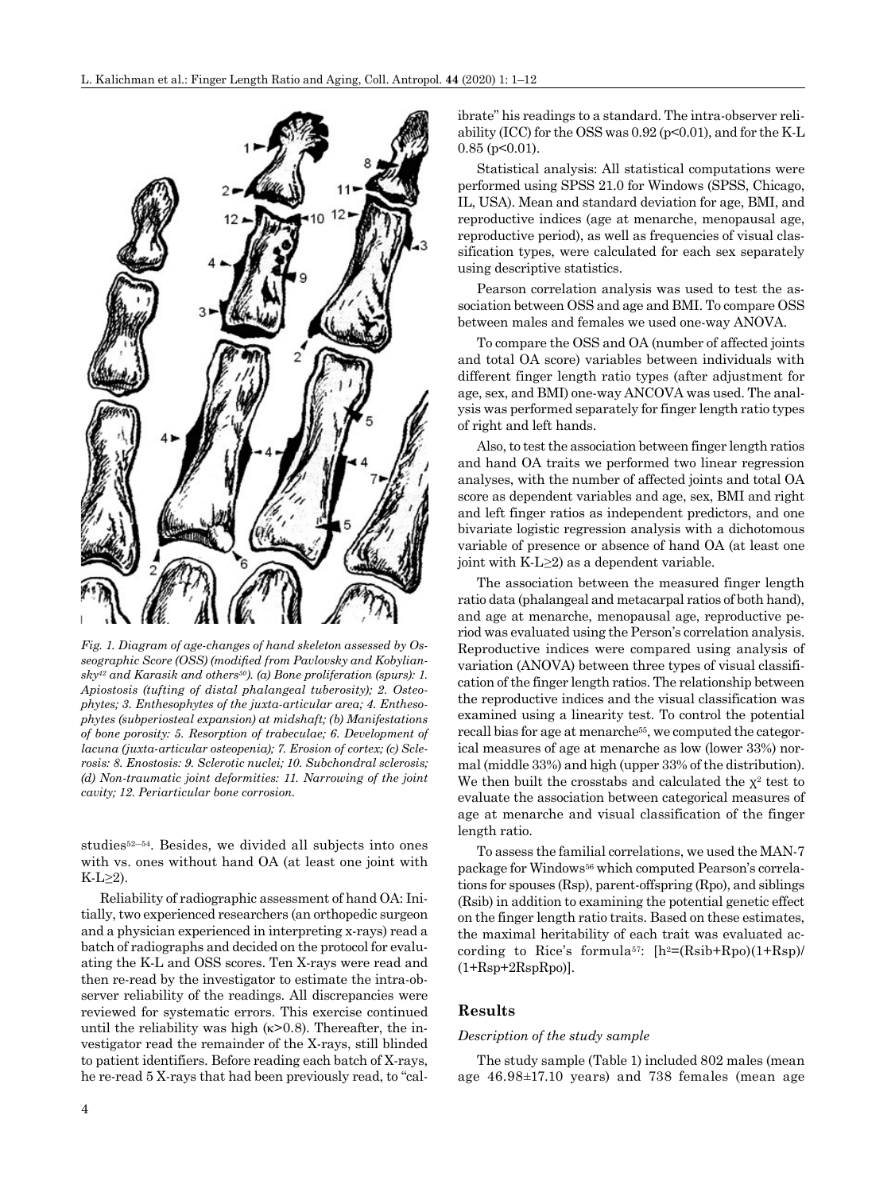*Fig. 1. Diagram of age-changes of hand skeleton assessed by Osseographic Score (OSS) (modified from Pavlovsky and Kobyliansky[42] and Karasik and others[50]). (a) Bone proliferation (spurs): 1. Apiostosis (tufting of distal phalangeal tuberosity); 2. Osteophytes; 3. Enthesophytes of the juxta-articular area; 4. Enthesophytes (subperiosteal expansion) at midshaft; (b) Manifestations of bone porosity: 5. Resorption of trabeculae; 6. Development of lacuna (juxta-articular osteopenia); 7. Erosion of cortex; (c) Sclerosis: 8. Enostosis: 9. Sclerotic nuclei; 10. Subchondral sclerosis; (d) Non-traumatic joint deformities: 11. Narrowing of the joint cavity; 12. Periarticular bone corrosion.*

studies[52–54]. Besides, we divided all subjects into ones with vs. ones without hand OA (at least one joint with K-L≥2).

Reliability of radiographic assessment of hand OA: Initially, two experienced researchers (an orthopedic surgeon and a physician experienced in interpreting x-rays) read a batch of radiographs and decided on the protocol for evaluating the K-L and OSS scores. Ten X-rays were read and then re-read by the investigator to estimate the intra-observer reliability of the readings. All discrepancies were reviewed for systematic errors. This exercise continued until the reliability was high ($\kappa>0.8$). Thereafter, the investigator read the remainder of the X-rays, still blinded to patient identifiers. Before reading each batch of X-rays, he re-read 5 X-rays that had been previously read, to "calibrate" his readings to a standard. The intra-observer reliability (ICC) for the OSS was 0.92 ($p<0.01$), and for the K-L 0.85 ($p<0.01$).

Statistical analysis: All statistical computations were performed using SPSS 21.0 for Windows (SPSS, Chicago, IL, USA). Mean and standard deviation for age, BMI, and reproductive indices (age at menarche, menopausal age, reproductive period), as well as frequencies of visual classification types, were calculated for each sex separately using descriptive statistics.

Pearson correlation analysis was used to test the association between OSS and age and BMI. To compare OSS between males and females we used one-way ANOVA.

To compare the OSS and OA (number of affected joints and total OA score) variables between individuals with different finger length ratio types (after adjustment for age, sex, and BMI) one-way ANCOVA was used. The analysis was performed separately for finger length ratio types of right and left hands.

Also, to test the association between finger length ratios and hand OA traits we performed two linear regression analyses, with the number of affected joints and total OA score as dependent variables and age, sex, BMI and right and left finger ratios as independent predictors, and one bivariate logistic regression analysis with a dichotomous variable of presence or absence of hand OA (at least one joint with K-L≥2) as a dependent variable.

The association between the measured finger length ratio data (phalangeal and metacarpal ratios of both hand), and age at menarche, menopausal age, reproductive period was evaluated using the Person's correlation analysis. Reproductive indices were compared using analysis of variation (ANOVA) between three types of visual classification of the finger length ratios. The relationship between the reproductive indices and the visual classification was examined using a linearity test. To control the potential recall bias for age at menarche[55], we computed the categorical measures of age at menarche as low (lower 33%) normal (middle 33%) and high (upper 33% of the distribution). We then built the crosstabs and calculated the $\chi^2$ test to evaluate the association between categorical measures of age at menarche and visual classification of the finger length ratio.

To assess the familial correlations, we used the MAN-7 package for Windows[56] which computed Pearson's correlations for spouses (Rsp), parent-offspring (Rpo), and siblings (Rsib) in addition to examining the potential genetic effect on the finger length ratio traits. Based on these estimates, the maximal heritability of each trait was evaluated according to Rice's formula[57]: $[h^2=(Rsib+Rpo)(1+Rsp)/(1+Rsp+2RspRpo)]$.

## Results

### *Description of the study sample*

The study sample (Table 1) included 802 males (mean age 46.98±17.10 years) and 738 females (mean age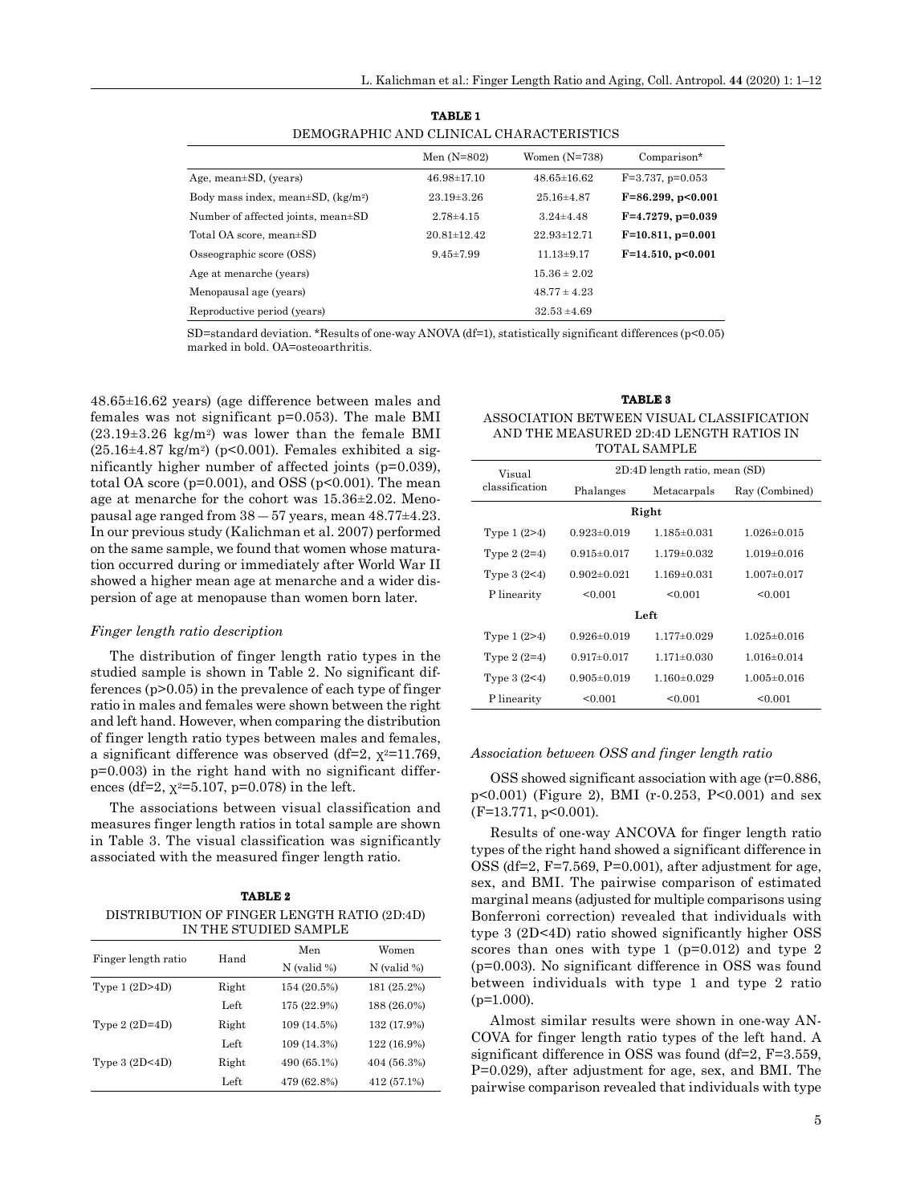**TABLE 1**
DEMOGRAPHIC AND CLINICAL CHARACTERISTICS

| | Men (N=802) | Women (N=738) | Comparison* |
|---|---|---|---|
| Age, mean±SD, (years) | 46.98±17.10 | 48.65±16.62 | F=3.737, p=0.053 |
| Body mass index, mean±SD, (kg/m$^2$) | 23.19±3.26 | 25.16±4.87 | **F=86.299, p<0.001** |
| Number of affected joints, mean±SD | 2.78±4.15 | 3.24±4.48 | **F=4.7279, p=0.039** |
| Total OA score, mean±SD | 20.81±12.42 | 22.93±12.71 | **F=10.811, p=0.001** |
| Osseographic score (OSS) | 9.45±7.99 | 11.13±9.17 | **F=14.510, p<0.001** |
| Age at menarche (years) | | 15.36 ± 2.02 | |
| Menopausal age (years) | | 48.77 ± 4.23 | |
| Reproductive period (years) | | 32.53 ±4.69 | |

SD=standard deviation. *Results of one-way ANOVA (df=1), statistically significant differences (p<0.05) marked in bold. OA=osteoarthritis.

48.65±16.62 years) (age difference between males and females was not significant p=0.053). The male BMI (23.19±3.26 kg/m$^2$) was lower than the female BMI (25.16±4.87 kg/m$^2$) (p<0.001). Females exhibited a significantly higher number of affected joints (p=0.039), total OA score (p=0.001), and OSS (p<0.001). The mean age at menarche for the cohort was 15.36±2.02. Menopausal age ranged from 38 – 57 years, mean 48.77±4.23. In our previous study (Kalichman et al. 2007) performed on the same sample, we found that women whose maturation occurred during or immediately after World War II showed a higher mean age at menarche and a wider dispersion of age at menopause than women born later.

*Finger length ratio description*

The distribution of finger length ratio types in the studied sample is shown in Table 2. No significant differences (p>0.05) in the prevalence of each type of finger ratio in males and females were shown between the right and left hand. However, when comparing the distribution of finger length ratio types between males and females, a significant difference was observed (df=2, $\chi^2$=11.769, p=0.003) in the right hand with no significant differences (df=2, $\chi^2$=5.107, p=0.078) in the left.

The associations between visual classification and measures finger length ratios in total sample are shown in Table 3. The visual classification was significantly associated with the measured finger length ratio.

**TABLE 2**
DISTRIBUTION OF FINGER LENGTH RATIO (2D:4D) IN THE STUDIED SAMPLE

| Finger length ratio | Hand | Men | Women |
|---|---|---|---|
| | | N (valid %) | N (valid %) |
| Type 1 (2D>4D) | Right | 154 (20.5%) | 181 (25.2%) |
| | Left | 175 (22.9%) | 188 (26.0%) |
| Type 2 (2D=4D) | Right | 109 (14.5%) | 132 (17.9%) |
| | Left | 109 (14.3%) | 122 (16.9%) |
| Type 3 (2D<4D) | Right | 490 (65.1%) | 404 (56.3%) |
| | Left | 479 (62.8%) | 412 (57.1%) |

**TABLE 3**
ASSOCIATION BETWEEN VISUAL CLASSIFICATION AND THE MEASURED 2D:4D LENGTH RATIOS IN TOTAL SAMPLE

| Visual classification | 2D:4D length ratio, mean (SD) | | |
|---|---|---|---|
| | Phalanges | Metacarpals | Ray (Combined) |
| **Right** | | | |
| Type 1 (2>4) | 0.923±0.019 | 1.185±0.031 | 1.026±0.015 |
| Type 2 (2=4) | 0.915±0.017 | 1.179±0.032 | 1.019±0.016 |
| Type 3 (2<4) | 0.902±0.021 | 1.169±0.031 | 1.007±0.017 |
| P linearity | <0.001 | <0.001 | <0.001 |
| **Left** | | | |
| Type 1 (2>4) | 0.926±0.019 | 1.177±0.029 | 1.025±0.016 |
| Type 2 (2=4) | 0.917±0.017 | 1.171±0.030 | 1.016±0.014 |
| Type 3 (2<4) | 0.905±0.019 | 1.160±0.029 | 1.005±0.016 |
| P linearity | <0.001 | <0.001 | <0.001 |

*Association between OSS and finger length ratio*

OSS showed significant association with age (r=0.886, p<0.001) (Figure 2), BMI (r-0.253, P<0.001) and sex (F=13.771, p<0.001).

Results of one-way ANCOVA for finger length ratio types of the right hand showed a significant difference in OSS (df=2, F=7.569, P=0.001), after adjustment for age, sex, and BMI. The pairwise comparison of estimated marginal means (adjusted for multiple comparisons using Bonferroni correction) revealed that individuals with type 3 (2D<4D) ratio showed significantly higher OSS scores than ones with type 1 (p=0.012) and type 2 (p=0.003). No significant difference in OSS was found between individuals with type 1 and type 2 ratio (p=1.000).

Almost similar results were shown in one-way ANCOVA for finger length ratio types of the left hand. A significant difference in OSS was found (df=2, F=3.559, P=0.029), after adjustment for age, sex, and BMI. The pairwise comparison revealed that individuals with type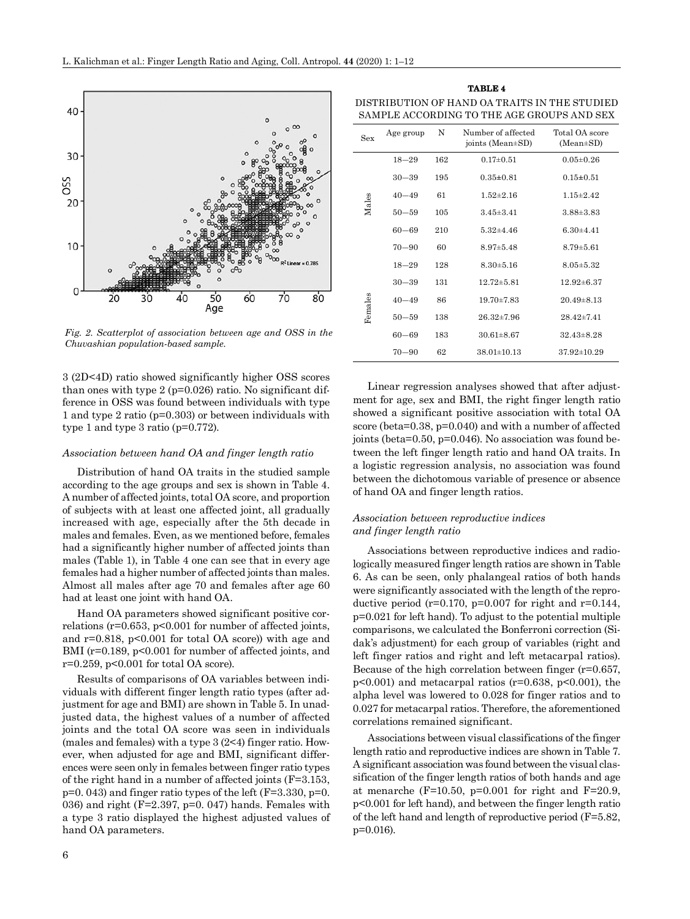*Fig. 2. Scatterplot of association between age and OSS in the Chuvashian population-based sample.*

3 (2D<4D) ratio showed significantly higher OSS scores than ones with type 2 (p=0.026) ratio. No significant difference in OSS was found between individuals with type 1 and type 2 ratio (p=0.303) or between individuals with type 1 and type 3 ratio (p=0.772).

### *Association between hand OA and finger length ratio*

Distribution of hand OA traits in the studied sample according to the age groups and sex is shown in Table 4. A number of affected joints, total OA score, and proportion of subjects with at least one affected joint, all gradually increased with age, especially after the 5th decade in males and females. Even, as we mentioned before, females had a significantly higher number of affected joints than males (Table 1), in Table 4 one can see that in every age females had a higher number of affected joints than males. Almost all males after age 70 and females after age 60 had at least one joint with hand OA.

Hand OA parameters showed significant positive correlations (r=0.653, p<0.001 for number of affected joints, and r=0.818, p<0.001 for total OA score)) with age and BMI (r=0.189, p<0.001 for number of affected joints, and r=0.259, p<0.001 for total OA score).

Results of comparisons of OA variables between individuals with different finger length ratio types (after adjustment for age and BMI) are shown in Table 5. In unadjusted data, the highest values of a number of affected joints and the total OA score was seen in individuals (males and females) with a type 3 (2<4) finger ratio. However, when adjusted for age and BMI, significant differences were seen only in females between finger ratio types of the right hand in a number of affected joints (F=3.153, p=0. 043) and finger ratio types of the left (F=3.330, p=0. 036) and right (F=2.397, p=0. 047) hands. Females with a type 3 ratio displayed the highest adjusted values of hand OA parameters.

**TABLE 4**

DISTRIBUTION OF HAND OA TRAITS IN THE STUDIED SAMPLE ACCORDING TO THE AGE GROUPS AND SEX

| Sex | Age group | N | Number of affected joints (Mean±SD) | Total OA score (Mean±SD) |
|---|---|---|---|---|
| Males | 18–29 | 162 | 0.17±0.51 | 0.05±0.26 |
| | 30–39 | 195 | 0.35±0.81 | 0.15±0.51 |
| | 40–49 | 61 | 1.52±2.16 | 1.15±2.42 |
| | 50–59 | 105 | 3.45±3.41 | 3.88±3.83 |
| | 60–69 | 210 | 5.32±4.46 | 6.30±4.41 |
| | 70–90 | 60 | 8.97±5.48 | 8.79±5.61 |
| Females | 18–29 | 128 | 8.30±5.16 | 8.05±5.32 |
| | 30–39 | 131 | 12.72±5.81 | 12.92±6.37 |
| | 40–49 | 86 | 19.70±7.83 | 20.49±8.13 |
| | 50–59 | 138 | 26.32±7.96 | 28.42±7.41 |
| | 60–69 | 183 | 30.61±8.67 | 32.43±8.28 |
| | 70–90 | 62 | 38.01±10.13 | 37.92±10.29 |

Linear regression analyses showed that after adjustment for age, sex and BMI, the right finger length ratio showed a significant positive association with total OA score (beta=0.38, p=0.040) and with a number of affected joints (beta=0.50, p=0.046). No association was found between the left finger length ratio and hand OA traits. In a logistic regression analysis, no association was found between the dichotomous variable of presence or absence of hand OA and finger length ratios.

### *Association between reproductive indices and finger length ratio*

Associations between reproductive indices and radiologically measured finger length ratios are shown in Table 6. As can be seen, only phalangeal ratios of both hands were significantly associated with the length of the reproductive period (r=0.170, p=0.007 for right and r=0.144, p=0.021 for left hand). To adjust to the potential multiple comparisons, we calculated the Bonferroni correction (Sidak's adjustment) for each group of variables (right and left finger ratios and right and left metacarpal ratios). Because of the high correlation between finger (r=0.657, p<0.001) and metacarpal ratios (r=0.638, p<0.001), the alpha level was lowered to 0.028 for finger ratios and to 0.027 for metacarpal ratios. Therefore, the aforementioned correlations remained significant.

Associations between visual classifications of the finger length ratio and reproductive indices are shown in Table 7. A significant association was found between the visual classification of the finger length ratios of both hands and age at menarche (F=10.50, p=0.001 for right and F=20.9, p<0.001 for left hand), and between the finger length ratio of the left hand and length of reproductive period (F=5.82, p=0.016).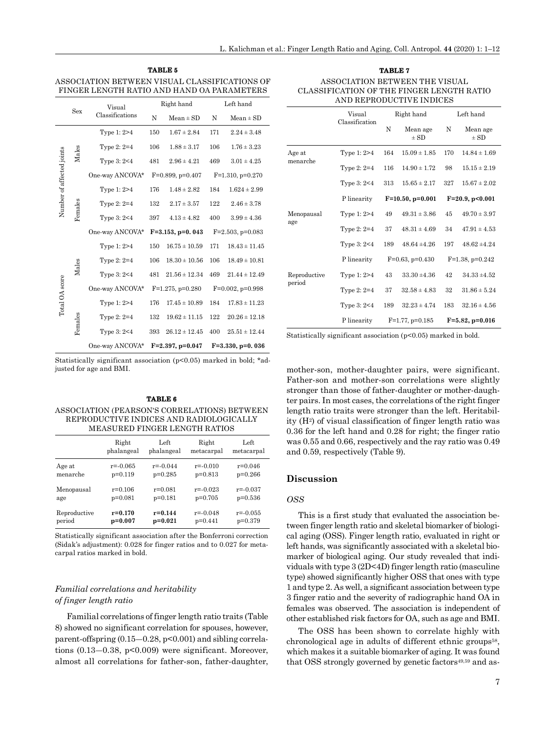**TABLE 5**

ASSOCIATION BETWEEN VISUAL CLASSIFICATIONS OF FINGER LENGTH RATIO AND HAND OA PARAMETERS

| | Sex | Visual Classifications | Right hand | | Left hand | |
|---|---|---|---|---|---|---|
| | | | N | Mean ± SD | N | Mean ± SD |
| Number of affected joints | Males | Type 1: 2>4 | 150 | 1.67 ± 2.84 | 171 | 2.24 ± 3.48 |
| | | Type 2: 2=4 | 106 | 1.88 ± 3.17 | 106 | 1.76 ± 3.23 |
| | | Type 3: 2<4 | 481 | 2.96 ± 4.21 | 469 | 3.01 ± 4.25 |
| | | One-way ANCOVA* | F=0.899, p=0.407 | | F=1.310, p=0.270 | |
| | Females | Type 1: 2>4 | 176 | 1.48 ± 2.82 | 184 | 1.624 ± 2.99 |
| | | Type 2: 2=4 | 132 | 2.17 ± 3.57 | 122 | 2.46 ± 3.78 |
| | | Type 3: 2<4 | 397 | 4.13 ± 4.82 | 400 | 3.99 ± 4.36 |
| | | One-way ANCOVA* | **F=3.153, p=0. 043** | | F=2.503, p=0.083 | |
| Total OA score | Males | Type 1: 2>4 | 150 | 16.75 ± 10.59 | 171 | 18.43 ± 11.45 |
| | | Type 2: 2=4 | 106 | 18.30 ± 10.56 | 106 | 18.49 ± 10.81 |
| | | Type 3: 2<4 | 481 | 21.56 ± 12.34 | 469 | 21.44 ± 12.49 |
| | | One-way ANCOVA* | F=1.275, p=0.280 | | F=0.002, p=0.998 | |
| | Females | Type 1: 2>4 | 176 | 17.45 ± 10.89 | 184 | 17.83 ± 11.23 |
| | | Type 2: 2=4 | 132 | 19.62 ± 11.15 | 122 | 20.26 ± 12.18 |
| | | Type 3: 2<4 | 393 | 26.12 ± 12.45 | 400 | 25.51 ± 12.44 |
| | | One-way ANCOVA* | **F=2.397, p=0.047** | | **F=3.330, p=0. 036** | |

Statistically significant association (p<0.05) marked in bold; *adjusted for age and BMI.

**TABLE 6**

ASSOCIATION (PEARSON'S CORRELATIONS) BETWEEN REPRODUCTIVE INDICES AND RADIOLOGICALLY MEASURED FINGER LENGTH RATIOS

| | Right phalangeal | Left phalangeal | Right metacarpal | Left metacarpal |
|---|---|---|---|---|
| Age at menarche | r=-0.065 p=0.119 | r=-0.044 p=0.285 | r=-0.010 p=0.813 | r=0.046 p=0.266 |
| Menopausal age | r=0.106 p=0.081 | r=0.081 p=0.181 | r=-0.023 p=0.705 | r=-0.037 p=0.536 |
| Reproductive period | **r=0.170 p=0.007** | **r=0.144 p=0.021** | r=-0.048 p=0.441 | r=-0.055 p=0.379 |

Statistically significant association after the Bonferroni correction (Sidak's adjustment): 0.028 for finger ratios and to 0.027 for metacarpal ratios marked in bold.

### *Familial correlations and heritability of finger length ratio*

Familial correlations of finger length ratio traits (Table 8) showed no significant correlation for spouses, however, parent-offspring (0.15—0.28, p<0.001) and sibling correlations (0.13—0.38, p<0.009) were significant. Moreover, almost all correlations for father-son, father-daughter, mother-son, mother-daughter pairs, were significant. Father-son and mother-son correlations were slightly stronger than those of father-daughter or mother-daughter pairs. In most cases, the correlations of the right finger length ratio traits were stronger than the left. Heritability ($H^2$) of visual classification of finger length ratio was 0.36 for the left hand and 0.28 for right; the finger ratio was 0.55 and 0.66, respectively and the ray ratio was 0.49 and 0.59, respectively (Table 9).

**TABLE 7**

ASSOCIATION BETWEEN THE VISUAL CLASSIFICATION OF THE FINGER LENGTH RATIO AND REPRODUCTIVE INDICES

| | Visual Classification | Right hand | | Left hand | |
|---|---|---|---|---|---|
| | | N | Mean age ± SD | N | Mean age ± SD |
| Age at menarche | Type 1: 2>4 | 164 | 15.09 ± 1.85 | 170 | 14.84 ± 1.69 |
| | Type 2: 2=4 | 116 | 14.90 ± 1.72 | 98 | 15.15 ± 2.19 |
| | Type 3: 2<4 | 313 | 15.65 ± 2.17 | 327 | 15.67 ± 2.02 |
| | P linearity | **F=10.50, p=0.001** | | **F=20.9, p<0.001** | |
| Menopausal age | Type 1: 2>4 | 49 | 49.31 ± 3.86 | 45 | 49.70 ± 3.97 |
| | Type 2: 2=4 | 37 | 48.31 ± 4.69 | 34 | 47.91 ± 4.53 |
| | Type 3: 2<4 | 189 | 48.64 ±4.26 | 197 | 48.62 ±4.24 |
| | P linearity | F=0.63, p=0.430 | | F=1.38, p=0.242 | |
| Reproductive period | Type 1: 2>4 | 43 | 33.30 ±4.36 | 42 | 34.33 ±4.52 |
| | Type 2: 2=4 | 37 | 32.58 ± 4.83 | 32 | 31.86 ± 5.24 |
| | Type 3: 2<4 | 189 | 32.23 ± 4.74 | 183 | 32.16 ± 4.56 |
| | P linearity | F=1.77, p=0.185 | | **F=5.82, p=0.016** | |

Statistically significant association (p<0.05) marked in bold.

## Discussion

### *OSS*

This is a first study that evaluated the association between finger length ratio and skeletal biomarker of biological aging (OSS). Finger length ratio, evaluated in right or left hands, was significantly associated with a skeletal biomarker of biological aging. Our study revealed that individuals with type 3 (2D<4D) finger length ratio (masculine type) showed significantly higher OSS that ones with type 1 and type 2. As well, a significant association between type 3 finger ratio and the severity of radiographic hand OA in females was observed. The association is independent of other established risk factors for OA, such as age and BMI.

The OSS has been shown to correlate highly with chronological age in adults of different ethnic groups[58], which makes it a suitable biomarker of aging. It was found that OSS strongly governed by genetic factors[49,59] and as-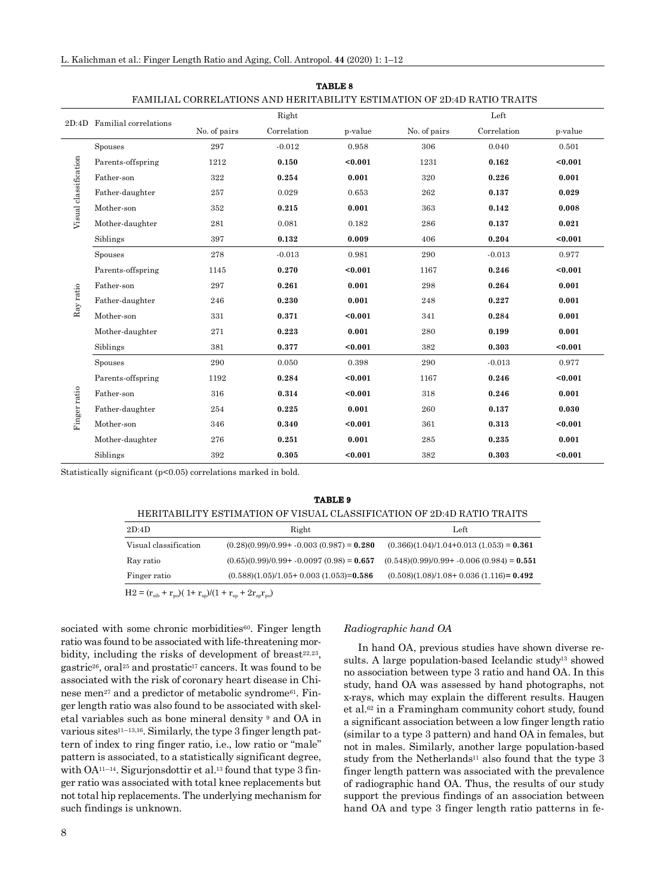**TABLE 8**

FAMILIAL CORRELATIONS AND HERITABILITY ESTIMATION OF 2D:4D RATIO TRAITS

| 2D:4D | Familial correlations | Right | | | Left | | |
|---|---|---|---|---|---|---|---|
| | | No. of pairs | Correlation | p-value | No. of pairs | Correlation | p-value |
| Visual classification | Spouses | 297 | -0.012 | 0.958 | 306 | 0.040 | 0.501 |
| | Parents-offspring | 1212 | **0.150** | **<0.001** | 1231 | **0.162** | **<0.001** |
| | Father-son | 322 | **0.254** | **0.001** | 320 | **0.226** | **0.001** |
| | Father-daughter | 257 | 0.029 | 0.653 | 262 | **0.137** | **0.029** |
| | Mother-son | 352 | **0.215** | **0.001** | 363 | **0.142** | **0.008** |
| | Mother-daughter | 281 | 0.081 | 0.182 | 286 | **0.137** | **0.021** |
| | Siblings | 397 | **0.132** | **0.009** | 406 | **0.204** | **<0.001** |
| Ray ratio | Spouses | 278 | -0.013 | 0.981 | 290 | -0.013 | 0.977 |
| | Parents-offspring | 1145 | **0.270** | **<0.001** | 1167 | **0.246** | **<0.001** |
| | Father-son | 297 | **0.261** | **0.001** | 298 | **0.264** | **0.001** |
| | Father-daughter | 246 | **0.230** | **0.001** | 248 | **0.227** | **0.001** |
| | Mother-son | 331 | **0.371** | **<0.001** | 341 | **0.284** | **0.001** |
| | Mother-daughter | 271 | **0.223** | **0.001** | 280 | **0.199** | **0.001** |
| | Siblings | 381 | **0.377** | **<0.001** | 382 | **0.303** | **<0.001** |
| Finger ratio | Spouses | 290 | 0.050 | 0.398 | 290 | -0.013 | 0.977 |
| | Parents-offspring | 1192 | **0.284** | **<0.001** | 1167 | **0.246** | **<0.001** |
| | Father-son | 316 | **0.314** | **<0.001** | 318 | **0.246** | **0.001** |
| | Father-daughter | 254 | **0.225** | **0.001** | 260 | **0.137** | **0.030** |
| | Mother-son | 346 | **0.340** | **<0.001** | 361 | **0.313** | **<0.001** |
| | Mother-daughter | 276 | **0.251** | **0.001** | 285 | **0.235** | **0.001** |
| | Siblings | 392 | **0.305** | **<0.001** | 382 | **0.303** | **<0.001** |

Statistically significant ($p<0.05$) correlations marked in bold.

**TABLE 9**

HERITABILITY ESTIMATION OF VISUAL CLASSIFICATION OF 2D:4D RATIO TRAITS

| 2D:4D | Right | Left |
|---|---|---|
| Visual classification | (0.28)(0.99)/0.99+ -0.003 (0.987) = **0.280** | (0.366)(1.04)/1.04+0.013 (1.053) = **0.361** |
| Ray ratio | (0.65)(0.99)/0.99+ -0.0097 (0.98) = **0.657** | (0.548)(0.99)/0.99+ -0.006 (0.984) = **0.551** |
| Finger ratio | (0.588)(1.05)/1.05+ 0.003 (1.053)=**0.586** | (0.508)(1.08)/1.08+ 0.036 (1.116)= **0.492** |

$H2 = (r_{sib} + r_{po})( 1+ r_{sp})/(1 + r_{sp} + 2r_{sp}r_{po})$

sociated with some chronic morbidities[60]. Finger length ratio was found to be associated with life-threatening morbidity, including the risks of development of breast[22,23], gastric[26], oral[25] and prostatic[17] cancers. It was found to be associated with the risk of coronary heart disease in Chinese men[27] and a predictor of metabolic syndrome[61]. Finger length ratio was also found to be associated with skeletal variables such as bone mineral density [9] and OA in various sites[11–13,16]. Similarly, the type 3 finger length pattern of index to ring finger ratio, i.e., low ratio or "male" pattern is associated, to a statistically significant degree, with OA[11–14]. Sigurjonsdottir et al.[13] found that type 3 finger ratio was associated with total knee replacements but not total hip replacements. The underlying mechanism for such findings is unknown.

*Radiographic hand OA*

In hand OA, previous studies have shown diverse results. A large population-based Icelandic study[13] showed no association between type 3 ratio and hand OA. In this study, hand OA was assessed by hand photographs, not x-rays, which may explain the different results. Haugen et al.[62] in a Framingham community cohort study, found a significant association between a low finger length ratio (similar to a type 3 pattern) and hand OA in females, but not in males. Similarly, another large population-based study from the Netherlands[11] also found that the type 3 finger length pattern was associated with the prevalence of radiographic hand OA. Thus, the results of our study support the previous findings of an association between hand OA and type 3 finger length ratio patterns in fe-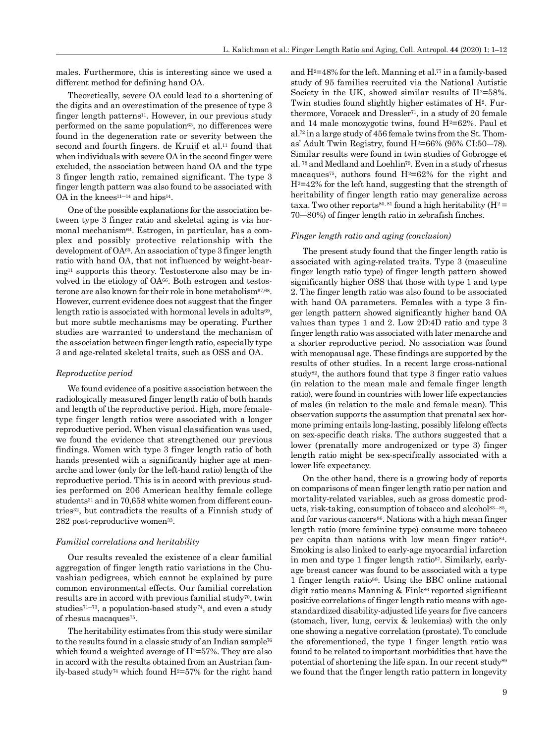males. Furthermore, this is interesting since we used a different method for defining hand OA.

Theoretically, severe OA could lead to a shortening of the digits and an overestimation of the presence of type 3 finger length patterns[11]. However, in our previous study performed on the same population[63], no differences were found in the degeneration rate or severity between the second and fourth fingers. de Kruijf et al.[11] found that when individuals with severe OA in the second finger were excluded, the association between hand OA and the type 3 finger length ratio, remained significant. The type 3 finger length pattern was also found to be associated with OA in the knees[11–14] and hips[14].

One of the possible explanations for the association between type 3 finger ratio and skeletal aging is via hormonal mechanism[64]. Estrogen, in particular, has a complex and possibly protective relationship with the development of OA[65]. An association of type 3 finger length ratio with hand OA, that not influenced by weight-bearing[11] supports this theory. Testosterone also may be involved in the etiology of OA[66]. Both estrogen and testosterone are also known for their role in bone metabolism[67,68]. However, current evidence does not suggest that the finger length ratio is associated with hormonal levels in adults[69], but more subtle mechanisms may be operating. Further studies are warranted to understand the mechanism of the association between finger length ratio, especially type 3 and age-related skeletal traits, such as OSS and OA.

### *Reproductive period*

We found evidence of a positive association between the radiologically measured finger length ratio of both hands and length of the reproductive period. High, more female-type finger length ratios were associated with a longer reproductive period. When visual classification was used, we found the evidence that strengthened our previous findings. Women with type 3 finger length ratio of both hands presented with a significantly higher age at menarche and lower (only for the left-hand ratio) length of the reproductive period. This is in accord with previous studies performed on 206 American healthy female college students[31] and in 70,658 white women from different countries[32], but contradicts the results of a Finnish study of 282 post-reproductive women[33].

### *Familial correlations and heritability*

Our results revealed the existence of a clear familial aggregation of finger length ratio variations in the Chuvashian pedigrees, which cannot be explained by pure common environmental effects. Our familial correlation results are in accord with previous familial study[70], twin studies[71–73], a population-based study[74], and even a study of rhesus macaques[75].

The heritability estimates from this study were similar to the results found in a classic study of an Indian sample[76] which found a weighted average of $H^2$=57%. They are also in accord with the results obtained from an Austrian family-based study[74] which found $H^2$=57% for the right hand and $H^2$=48% for the left. Manning et al.[77] in a family-based study of 95 families recruited via the National Autistic Society in the UK, showed similar results of $H^2$=58%. Twin studies found slightly higher estimates of $H^2$. Furthermore, Voracek and Dressler[71], in a study of 20 female and 14 male monozygotic twins, found $H^2$=62%. Paul et al.[72] in a large study of 456 female twins from the St. Thomas' Adult Twin Registry, found $H^2$=66% (95% CI:50–78). Similar results were found in twin studies of Gobrogge et al. [78] and Medland and Loehlin[79]. Even in a study of rhesus macaques[75], authors found $H^2$=62% for the right and $H^2$=42% for the left hand, suggesting that the strength of heritability of finger length ratio may generalize across taxa. Two other reports[80, 81] found a high heritability ($H^2$ = 70–80%) of finger length ratio in zebrafish finches.

### *Finger length ratio and aging (conclusion)*

The present study found that the finger length ratio is associated with aging-related traits. Type 3 (masculine finger length ratio type) of finger length pattern showed significantly higher OSS that those with type 1 and type 2. The finger length ratio was also found to be associated with hand OA parameters. Females with a type 3 finger length pattern showed significantly higher hand OA values than types 1 and 2. Low 2D:4D ratio and type 3 finger length ratio was associated with later menarche and a shorter reproductive period. No association was found with menopausal age. These findings are supported by the results of other studies. In a recent large cross-national study[82], the authors found that type 3 finger ratio values (in relation to the mean male and female finger length ratio), were found in countries with lower life expectancies of males (in relation to the male and female mean). This observation supports the assumption that prenatal sex hormone priming entails long-lasting, possibly lifelong effects on sex-specific death risks. The authors suggested that a lower (prenatally more androgenized or type 3) finger length ratio might be sex-specifically associated with a lower life expectancy.

On the other hand, there is a growing body of reports on comparisons of mean finger length ratio per nation and mortality-related variables, such as gross domestic products, risk-taking, consumption of tobacco and alcohol[83–85], and for various cancers[86]. Nations with a high mean finger length ratio (more feminine type) consume more tobacco per capita than nations with low mean finger ratio[84]. Smoking is also linked to early-age myocardial infarction in men and type 1 finger length ratio[87]. Similarly, early-age breast cancer was found to be associated with a type 1 finger length ratio[88]. Using the BBC online national digit ratio means Manning & Fink[86] reported significant positive correlations of finger length ratio means with age-standardized disability-adjusted life years for five cancers (stomach, liver, lung, cervix & leukemias) with the only one showing a negative correlation (prostate). To conclude the aforementioned, the type 1 finger length ratio was found to be related to important morbidities that have the potential of shortening the life span. In our recent study[89] we found that the finger length ratio pattern in longevity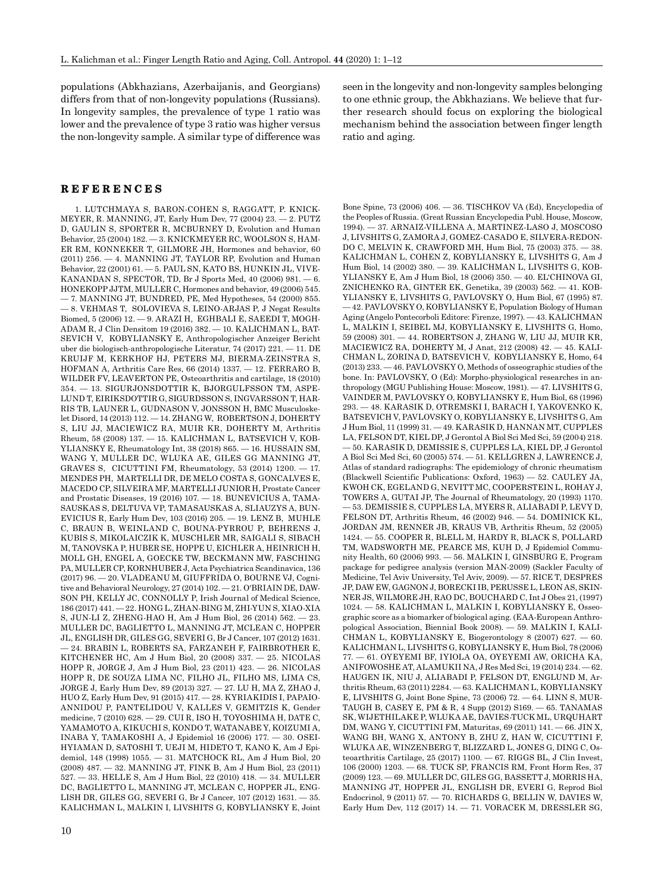populations (Abkhazians, Azerbaijanis, and Georgians) differs from that of non-longevity populations (Russians). In longevity samples, the prevalence of type 1 ratio was lower and the prevalence of type 3 ratio was higher versus the non-longevity sample. A similar type of difference was seen in the longevity and non-longevity samples belonging to one ethnic group, the Abkhazians. We believe that further research should focus on exploring the biological mechanism behind the association between finger length ratio and aging.

## REFERENCES

1. LUTCHMAYA S, BARON-COHEN S, RAGGATT, P. KNICKMEYER, R. MANNING, JT, Early Hum Dev, 77 (2004) 23. — 2. PUTZ D, GAULIN S, SPORTER R, MCBURNEY D, Evolution and Human Behavior, 25 (2004) 182. — 3. KNICKMEYER RC, WOOLSON S, HAMER RM, KONNEKER T, GILMORE JH, Hormones and behavior, 60 (2011) 256. — 4. MANNING JT, TAYLOR RP, Evolution and Human Behavior, 22 (2001) 61. — 5. PAUL SN, KATO BS, HUNKIN JL, VIVEKANANDAN S, SPECTOR, TD, Br J Sports Med, 40 (2006) 981. — 6. HONEKOPP JJTM, MULLER C, Hormones and behavior, 49 (2006) 545. — 7. MANNING JT, BUNDRED, PE, Med Hypotheses, 54 (2000) 855. — 8. VEHMAS T, SOLOVIEVA S, LEINO-ARJAS P, J Negat Results Biomed, 5 (2006) 12. — 9. ARAZI H, EGHBALI E, SAEEDI T, MOGHADAM R, J Clin Densitom 19 (2016) 382. — 10. KALICHMAN L, BATSEVICH V, KOBYLIANSKY E, Anthropologischer Anzeiger Bericht uber die biologisch-anthropologische Literatur, 74 (2017) 221. — 11. DE KRUIJF M, KERKHOF HJ, PETERS MJ, BIERMA-ZEINSTRA S, HOFMAN A, Arthritis Care Res, 66 (2014) 1337. — 12. FERRARO B, WILDER FV, LEAVERTON PE, Osteoarthritis and cartilage, 18 (2010) 354. — 13. SIGURJONSDOTTIR K, BJORGULFSSON TM, ASPELUND T, EIRIKSDOTTIR G, SIGURDSSON S, INGVARSSON T, HARRIS TB, LAUNER L, GUDNASON V, JONSSON H, BMC Musculoskelet Disord, 14 (2013) 112. — 14. ZHANG W, ROBERTSON J, DOHERTY S, LIU JJ, MACIEWICZ RA, MUIR KR, DOHERTY M, Arthritis Rheum, 58 (2008) 137. — 15. KALICHMAN L, BATSEVICH V, KOBYLIANSKY E, Rheumatology Int, 38 (2018) 865. — 16. HUSSAIN SM, WANG Y, MULLER DC, WLUKA AE, GILES GG MANNING JT, GRAVES S, CICUTTINI FM, Rheumatology, 53 (2014) 1200. — 17. MENDES PH, MARTELLI DR, DE MELO COSTA S, GONCALVES E, MACEDO CP, SILVEIRA MF, MARTELLI JUNIOR H, Prostate Cancer and Prostatic Diseases, 19 (2016) 107. — 18. BUNEVICIUS A, TAMASAUSKAS S, DELTUVA VP, TAMASAUSKAS A, SLIAUZYS A, BUNEVICIUS R, Early Hum Dev, 103 (2016) 205. — 19. LENZ B, MUHLE C, BRAUN B, WEINLAND C, BOUNA-PYRROU P, BEHRENS J, KUBIS S, MIKOLAICZIK K, MUSCHLER MR, SAIGALI S, SIBACH M, TANOVSKA P, HUBER SE, HOPPE U, EICHLER A, HEINRICH H, MOLL GH, ENGEL A, GOECKE TW, BECKMANN MW, FASCHING PA, MULLER CP, KORNHUBER J, Acta Psychiatrica Scandinavica, 136 (2017) 96. — 20. VLADEANU M, GIUFFRIDA O, BOURNE VJ, Cognitive and Behavioral Neurology, 27 (2014) 102. — 21. O'BRIAIN DE, DAWSON PH, KELLY JC, CONNOLLY P, Irish Journal of Medical Science, 186 (2017) 441. — 22. HONG L, ZHAN-BING M, ZHI-YUN S, XIAO-XIA S, JUN-LI Z, ZHENG-HAO H, Am J Hum Biol, 26 (2014) 562. — 23. MULLER DC, BAGLIETTO L, MANNING JT, MCLEAN C, HOPPER JL, ENGLISH DR, GILES GG, SEVERI G, Br J Cancer, 107 (2012) 1631. — 24. BRABIN L, ROBERTS SA, FARZANEH F, FAIRBROTHER E, KITCHENER HC, Am J Hum Biol, 20 (2008) 337. — 25. NICOLAS HOPP R, JORGE J, Am J Hum Biol, 23 (2011) 423. — 26. NICOLAS HOPP R, DE SOUZA LIMA NC, FILHO JL, FILHO MS, LIMA CS, JORGE J, Early Hum Dev, 89 (2013) 327. — 27. LU H, MA Z, ZHAO J, HUO Z, Early Hum Dev, 91 (2015) 417. — 28. KYRIAKIDIS I, PAPAIOANNIDOU P, PANTELIDOU V, KALLES V, GEMITZIS K, Gender medicine, 7 (2010) 628. — 29. CUI R, ISO H, TOYOSHIMA H, DATE C, YAMAMOTO A, KIKUCHI S, KONDO T, WATANABE Y, KOIZUMI A, INABA Y, TAMAKOSHI A, J Epidemiol 16 (2006) 177. — 30. OSEI-HYIAMAN D, SATOSHI T, UEJI M, HIDETO T, KANO K, Am J Epidemiol, 148 (1998) 1055. — 31. MATCHOCK RL, Am J Hum Biol, 20 (2008) 487. — 32. MANNING JT, FINK B, Am J Hum Biol, 23 (2011) 527. — 33. HELLE S, Am J Hum Biol, 22 (2010) 418. — 34. MULLER DC, BAGLIETTO L, MANNING JT, MCLEAN C, HOPPER JL, ENGLISH DR, GILES GG, SEVERI G, Br J Cancer, 107 (2012) 1631. — 35. KALICHMAN L, MALKIN I, LIVSHITS G, KOBYLIANSKY E, Joint Bone Spine, 73 (2006) 406. — 36. TISCHKOV VA (Ed), Encyclopedia of the Peoples of Russia. (Great Russian Encyclopedia Publ. House, Moscow, 1994). — 37. ARNAIZ-VILLENA A, MARTINEZ-LASO J, MOSCOSO J, LIVSHITS G, ZAMORA J, GOMEZ-CASADO E, SILVERA-REDONDO C, MELVIN K, CRAWFORD MH, Hum Biol, 75 (2003) 375. — 38. KALICHMAN L, COHEN Z, KOBYLIANSKY E, LIVSHITS G, Am J Hum Biol, 14 (2002) 380. — 39. KALICHMAN L, LIVSHITS G, KOBYLIANSKY E, Am J Hum Biol, 18 (2006) 350. — 40. EL'CHINOVA GI, ZNICHENKO RA, GINTER EK, Genetika, 39 (2003) 562. — 41. KOBYLIANSKY E, LIVSHITS G, PAVLOVSKY O, Hum Biol, 67 (1995) 87. — 42. PAVLOVSKY O, KOBYLIANSKY E, Population Biology of Human Aging (Angelo Pontecorboli Editore: Firenze, 1997). — 43. KALICHMAN L, MALKIN I, SEIBEL MJ, KOBYLIANSKY E, LIVSHITS G, Homo, 59 (2008) 301. — 44. ROBERTSON J, ZHANG W, LIU JJ, MUIR KR, MACIEWICZ RA, DOHERTY M, J Anat, 212 (2008) 42. — 45. KALICHMAN L, ZORINA D, BATSEVICH V, KOBYLIANSKY E, Homo, 64 (2013) 233. — 46. PAVLOVSKY O, Methods of osseographic studies of the bone. In: PAVLOVSKY, O (Ed): Morpho-physiological researches in anthropology (MGU Publishing House: Moscow, 1981). — 47. LIVSHITS G, VAINDER M, PAVLOVSKY O, KOBYLIANSKY E, Hum Biol, 68 (1996) 293. — 48. KARASIK D, OTREMSKI I, BARACH I, YAKOVENKO K, BATSEVICH V, PAVLOVSKY O, KOBYLIANSKY E, LIVSHITS G, Am J Hum Biol, 11 (1999) 31. — 49. KARASIK D, HANNAN MT, CUPPLES LA, FELSON DT, KIEL DP, J Gerontol A Biol Sci Med Sci, 59 (2004) 218. — 50. KARASIK D, DEMISSIE S, CUPPLES LA, KIEL DP, J Gerontol A Biol Sci Med Sci, 60 (2005) 574. — 51. KELLGREN J, LAWRENCE J, Atlas of standard radiographs: The epidemiology of chronic rheumatism (Blackwell Scientific Publications: Oxford, 1963) — 52. CAULEY JA, KWOH CK, EGELAND G, NEVITT MC, COOPERSTEIN L, ROHAY J, TOWERS A, GUTAI JP, The Journal of Rheumatology, 20 (1993) 1170. — 53. DEMISSIE S, CUPPLES LA, MYERS R, ALIABADI P, LEVY D, FELSON DT, Arthritis Rheum, 46 (2002) 946. — 54. DOMINICK KL, JORDAN JM, RENNER JB, KRAUS VB, Arthritis Rheum, 52 (2005) 1424. — 55. COOPER R, BLELL M, HARDY R, BLACK S, POLLARD TM, WADSWORTH ME, PEARCE MS, KUH D, J Epidemiol Community Health, 60 (2006) 993. — 56. MALKIN I, GINSBURG E, Program package for pedigree analysis (version MAN-2009) (Sackler Faculty of Medicine, Tel Aviv University, Tel Aviv, 2009). — 57. RICE T, DESPRES JP, DAW EW, GAGNON J, BORECKI IB, PERUSSE L, LEON AS, SKINNER JS, WILMORE JH, RAO DC, BOUCHARD C, Int J Obes 21, (1997) 1024. — 58. KALICHMAN L, MALKIN I, KOBYLIANSKY E, Osseographic score as a biomarker of biological aging. (EAA-European Anthropological Association, Biennial Book 2008). — 59. MALKIN I, KALICHMAN L, KOBYLIANSKY E, Biogerontology 8 (2007) 627. — 60. KALICHMAN L, LIVSHITS G, KOBYLIANSKY E, Hum Biol, 78 (2006) 77. — 61. OYEYEMI BF, IYIOLA OA, OYEYEMI AW, ORICHA KA, ANIFOWOSHE AT, ALAMUKII NA, J Res Med Sci, 19 (2014) 234. — 62. HAUGEN IK, NIU J, ALIABADI P, FELSON DT, ENGLUND M, Arthritis Rheum, 63 (2011) 2284. — 63. KALICHMAN L, KOBYLIANSKY E, LIVSHITS G, Joint Bone Spine, 73 (2006) 72. — 64. LINN S, MURTAUGH B, CASEY E, PM & R, 4 Supp (2012) S169. — 65. TANAMAS SK, WIJETHILAKE P, WLUKA AE, DAVIES-TUCK ML, URQUHART DM, WANG Y, CICUTTINI FM, Maturitas, 69 (2011) 141. — 66. JIN X, WANG BH, WANG X, ANTONY B, ZHU Z, HAN W, CICUTTINI F, WLUKA AE, WINZENBERG T, BLIZZARD L, JONES G, DING C, Osteoarthritis Cartilage, 25 (2017) 1100. — 67. RIGGS BL, J Clin Invest, 106 (2000) 1203. — 68. TUCK SP, FRANCIS RM, Front Horm Res, 37 (2009) 123. — 69. MULLER DC, GILES GG, BASSETT J, MORRIS HA, MANNING JT, HOPPER JL, ENGLISH DR, EVERI G, Reprod Biol Endocrinol, 9 (2011) 57. — 70. RICHARDS G, BELLIN W, DAVIES W, Early Hum Dev, 112 (2017) 14. — 71. VORACEK M, DRESSLER SG,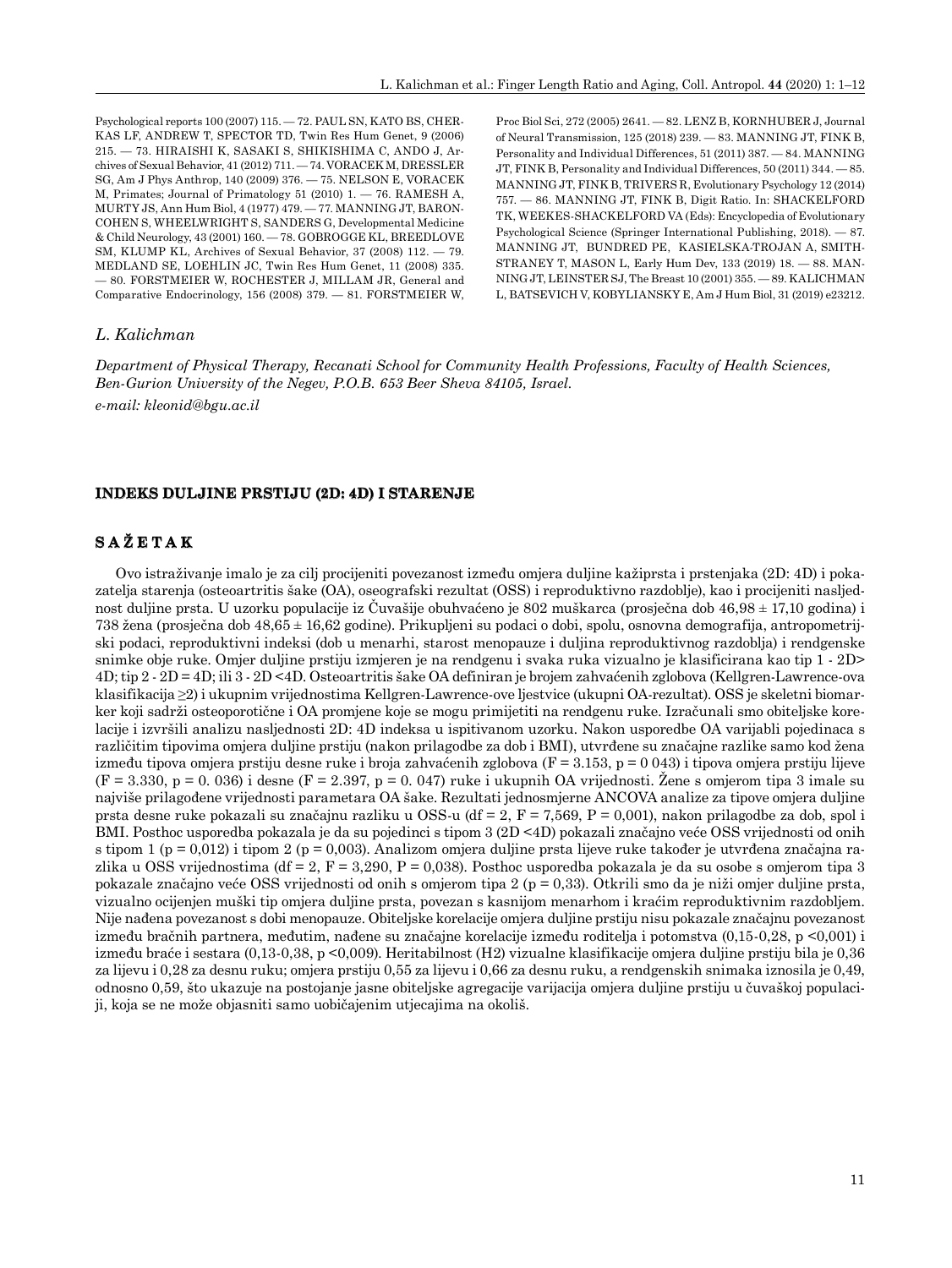Psychological reports 100 (2007) 115. — 72. PAUL SN, KATO BS, CHERKAS LF, ANDREW T, SPECTOR TD, Twin Res Hum Genet, 9 (2006) 215. — 73. HIRAISHI K, SASAKI S, SHIKISHIMA C, ANDO J, Archives of Sexual Behavior, 41 (2012) 711. — 74. VORACEK M, DRESSLER SG, Am J Phys Anthrop, 140 (2009) 376. — 75. NELSON E, VORACEK M, Primates; Journal of Primatology 51 (2010) 1. — 76. RAMESH A, MURTY JS, Ann Hum Biol, 4 (1977) 479. — 77. MANNING JT, BARON-COHEN S, WHEELWRIGHT S, SANDERS G, Developmental Medicine & Child Neurology, 43 (2001) 160. — 78. GOBROGGE KL, BREEDLOVE SM, KLUMP KL, Archives of Sexual Behavior, 37 (2008) 112. — 79. MEDLAND SE, LOEHLIN JC, Twin Res Hum Genet, 11 (2008) 335. — 80. FORSTMEIER W, ROCHESTER J, MILLAM JR, General and Comparative Endocrinology, 156 (2008) 379. — 81. FORSTMEIER W, Proc Biol Sci, 272 (2005) 2641. — 82. LENZ B, KORNHUBER J, Journal of Neural Transmission, 125 (2018) 239. — 83. MANNING JT, FINK B, Personality and Individual Differences, 51 (2011) 387. — 84. MANNING JT, FINK B, Personality and Individual Differences, 50 (2011) 344. — 85. MANNING JT, FINK B, TRIVERS R, Evolutionary Psychology 12 (2014) 757. — 86. MANNING JT, FINK B, Digit Ratio. In: SHACKELFORD TK, WEEKES-SHACKELFORD VA (Eds): Encyclopedia of Evolutionary Psychological Science (Springer International Publishing, 2018). — 87. MANNING JT, BUNDRED PE, KASIELSKA-TROJAN A, SMITH-STRANEY T, MASON L, Early Hum Dev, 133 (2019) 18. — 88. MANNING JT, LEINSTER SJ, The Breast 10 (2001) 355. — 89. KALICHMAN L, BATSEVICH V, KOBYLIANSKY E, Am J Hum Biol, 31 (2019) e23212.

*L. Kalichman*

*Department of Physical Therapy, Recanati School for Community Health Professions, Faculty of Health Sciences, Ben-Gurion University of the Negev, P.O.B. 653 Beer Sheva 84105, Israel.*
*e-mail: kleonid@bgu.ac.il*

## INDEKS DULJINE PRSTIJU (2D: 4D) I STARENJE

## SAŽETAK

Ovo istraživanje imalo je za cilj procijeniti povezanost između omjera duljine kažiprsta i prstenjaka (2D: 4D) i pokazatelja starenja (osteoartritis šake (OA), oseografski rezultat (OSS) i reproduktivno razdoblje), kao i procijeniti nasljednost duljine prsta. U uzorku populacije iz Čuvašije obuhvaćeno je 802 muškarca (prosječna dob 46,98 ± 17,10 godina) i 738 žena (prosječna dob 48,65 ± 16,62 godine). Prikupljeni su podaci o dobi, spolu, osnovna demografija, antropometrijski podaci, reproduktivni indeksi (dob u menarhi, starost menopauze i duljina reproduktivnog razdoblja) i rendgenske snimke obje ruke. Omjer duljine prstiju izmjeren je na rendgenu i svaka ruka vizualno je klasificirana kao tip 1 - 2D> 4D; tip 2 - 2D = 4D; ili 3 - 2D <4D. Osteoartritis šake OA definiran je brojem zahvaćenih zglobova (Kellgren-Lawrence-ova klasifikacija ≥2) i ukupnim vrijednostima Kellgren-Lawrence-ove ljestvice (ukupni OA-rezultat). OSS je skeletni biomarker koji sadrži osteoporotične i OA promjene koje se mogu primijetiti na rendgenu ruke. Izračunali smo obiteljske korelacije i izvršili analizu nasljednosti 2D: 4D indeksa u ispitivanom uzorku. Nakon usporedbe OA varijabli pojedinaca s različitim tipovima omjera duljine prstiju (nakon prilagodbe za dob i BMI), utvrđene su značajne razlike samo kod žena između tipova omjera prstiju desne ruke i broja zahvaćenih zglobova (F = 3.153, p = 0 043) i tipova omjera prstiju lijeve (F = 3.330, p = 0. 036) i desne (F = 2.397, p = 0. 047) ruke i ukupnih OA vrijednosti. Žene s omjerom tipa 3 imale su najviše prilagođene vrijednosti parametara OA šake. Rezultati jednosmjerne ANCOVA analize za tipove omjera duljine prsta desne ruke pokazali su značajnu razliku u OSS-u (df = 2, F = 7,569, P = 0,001), nakon prilagodbe za dob, spol i BMI. Posthoc usporedba pokazala je da su pojedinci s tipom 3 (2D <4D) pokazali značajno veće OSS vrijednosti od onih s tipom 1 (p = 0,012) i tipom 2 (p = 0,003). Analizom omjera duljine prsta lijeve ruke također je utvrđena značajna razlika u OSS vrijednostima (df = 2, F = 3,290, P = 0,038). Posthoc usporedba pokazala je da su osobe s omjerom tipa 3 pokazale značajno veće OSS vrijednosti od onih s omjerom tipa 2 (p = 0,33). Otkrili smo da je niži omjer duljine prsta, vizualno ocijenjen muški tip omjera duljine prsta, povezan s kasnijom menarhom i kraćim reproduktivnim razdobljem. Nije nađena povezanost s dobi menopauze. Obiteljske korelacije omjera duljine prstiju nisu pokazale značajnu povezanost između bračnih partnera, međutim, nađene su značajne korelacije između roditelja i potomstva (0,15-0,28, p <0,001) i između braće i sestara (0,13-0,38, p <0,009). Heritabilnost (H2) vizualne klasifikacije omjera duljine prstiju bila je 0,36 za lijevu i 0,28 za desnu ruku; omjera prstiju 0,55 za lijevu i 0,66 za desnu ruku, a rendgenskih snimaka iznosila je 0,49, odnosno 0,59, što ukazuje na postojanje jasne obiteljske agregacije varijacija omjera duljine prstiju u čuvaškoj populaciji, koja se ne može objasniti samo uobičajenim utjecajima na okoliš.